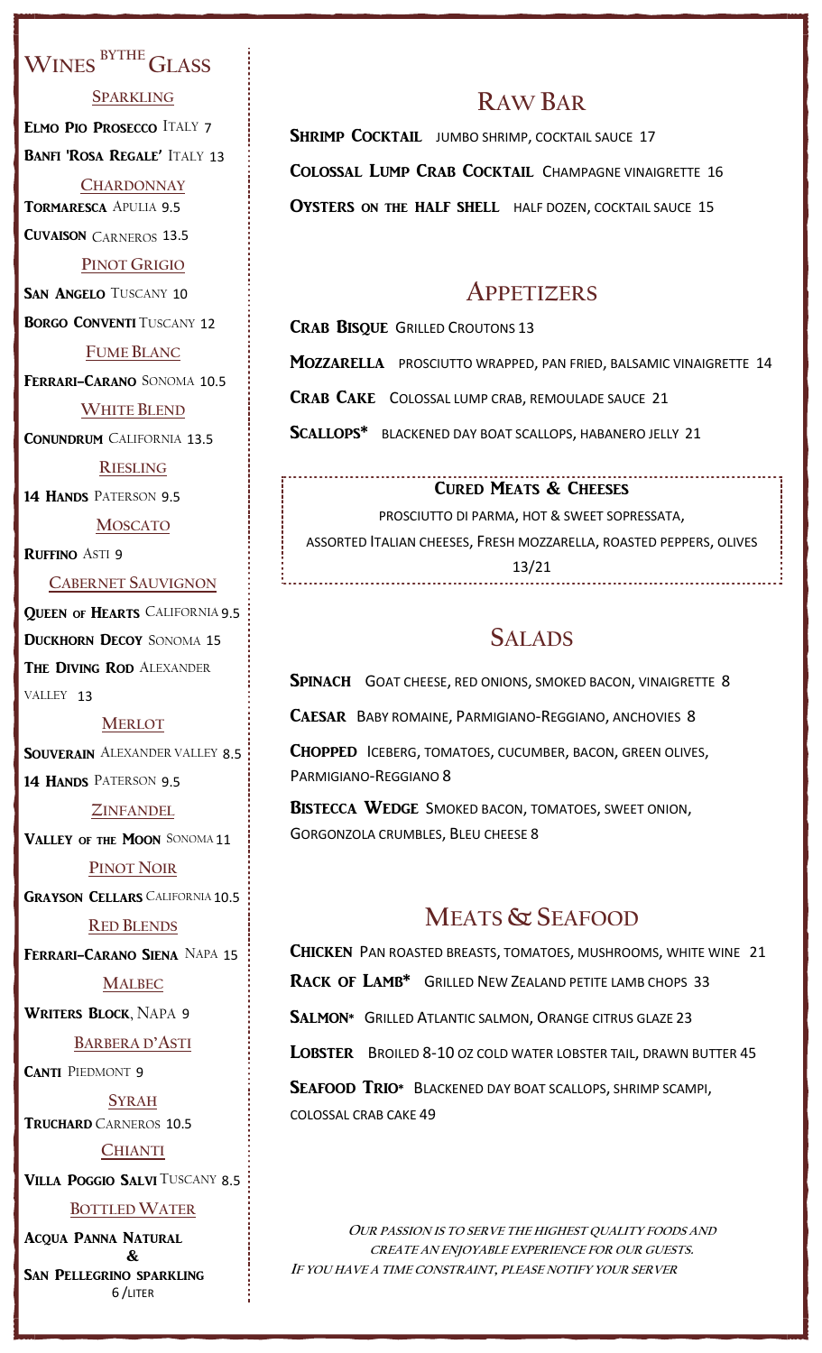# Wines by the Glass

### Sparkling

**Elmo Pio Prosecco** Italy 7

**Banfi 'Rosa Regale'** Italy 13

### Chardonnay

**Tormaresca** Apulia 9.5

**Cuvaison** Carneros 13.5

### Pinot Grigio

**San Angelo** Tuscany 10

**Borgo Conventi** Tuscany 12

### Fume Blanc

**Ferrari-Carano** Sonoma 10.5

### White Blend

**Conundrum** California 13.5

### Riesling

**14 Hands** Paterson 9.5

### Moscato

**Ruffino** Asti 9

### Cabernet Sauvignon

**Queen of Hearts** California 9.5

**Duckhorn Decoy** Sonoma 15

**The Diving Rod** Alexander Valley 13

### Merlot

**Souverain** Alexander Valley 8.5

**14 Hands** Paterson 9.5

### Zinfandel

**Valley of the Moon** Sonoma 11

### Pinot Noir

**Grayson Cellars** California 10.5

### Red Blends

**Ferrari-Carano Siena** Napa 15

### Malbec

**Writers Block**, Napa 9

### Barbera d'Asti

**Canti** Piedmont 9

### Syrah

**Truchard** Carneros 10.5

### Chianti

**Villa Poggio Salvi** Tuscany 8.5

### Bottled Water

**Acqua Panna Natural**
**&**
**San Pellegrino sparkling**
6 /liter

# Raw Bar

**Shrimp Cocktail** Jumbo shrimp, cocktail sauce 17

**Colossal Lump Crab Cocktail** Champagne vinaigrette 16

**Oysters on the Half Shell** Half dozen, cocktail sauce 15

# Appetizers

**Crab Bisque** Grilled croutons 13

**Mozzarella** Prosciutto wrapped, pan fried, balsamic vinaigrette 14

**Crab Cake** Colossal lump crab, remoulade sauce 21

**Scallops*** Blackened day boat scallops, habanero jelly 21

### Cured Meats & Cheeses

Prosciutto di Parma, hot & sweet sopressata,
assorted Italian cheeses, fresh mozzarella, roasted peppers, olives
13/21

# Salads

**Spinach** Goat cheese, red onions, smoked bacon, vinaigrette 8

**Caesar** Baby romaine, Parmigiano-Reggiano, anchovies 8

**Chopped** Iceberg, tomatoes, cucumber, bacon, green olives, Parmigiano-Reggiano 8

**Bistecca Wedge** Smoked bacon, tomatoes, sweet onion, Gorgonzola crumbles, bleu cheese 8

# Meats & Seafood

**Chicken** Pan roasted breasts, tomatoes, mushrooms, white wine 21

**Rack of Lamb*** Grilled New Zealand petite lamb chops 33

**Salmon*** Grilled Atlantic salmon, orange citrus glaze 23

**Lobster** Broiled 8-10 oz cold water lobster tail, drawn butter 45

**Seafood Trio*** Blackened day boat scallops, shrimp scampi, colossal crab cake 49

***Our passion is to serve the highest quality foods and create an enjoyable experience for our guests.***
***If you have a time constraint, please notify your server***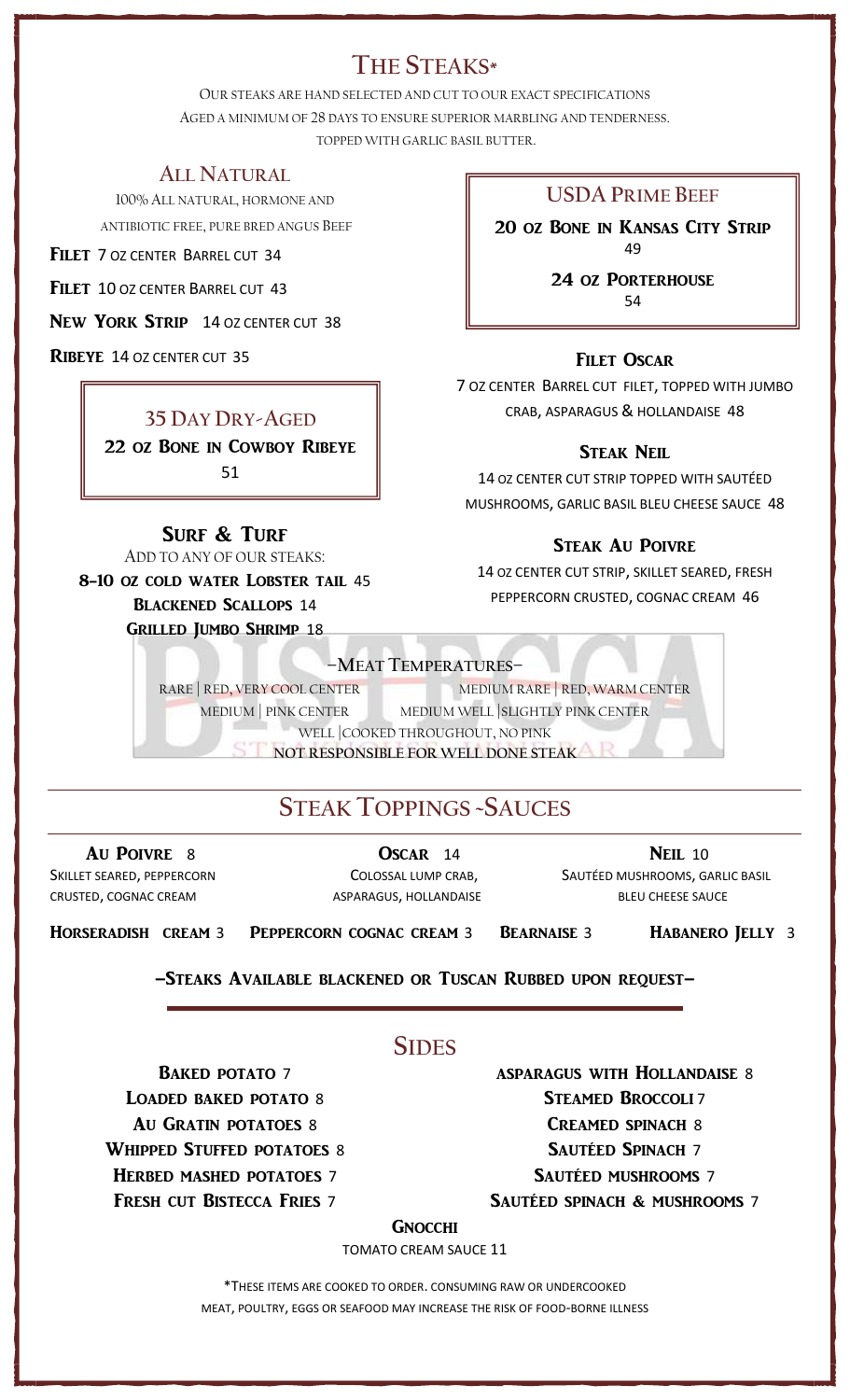# The Steaks*

Our steaks are hand selected and cut to our exact specifications
Aged a minimum of 28 days to ensure superior marbling and tenderness.
Topped with garlic basil butter.

## All Natural

100% All natural, hormone and antibiotic free, pure bred Angus Beef

**Filet** 7 oz center Barrel cut 34

**Filet** 10 oz center Barrel cut 43

**New York Strip** 14 oz center cut 38

**Ribeye** 14 oz center cut 35

## 35 Day Dry-Aged

**22 oz Bone in Cowboy Ribeye**
51

## Surf & Turf

Add to any of our steaks:

**8-10 oz cold water Lobster tail** 45

**Blackened Scallops** 14

**Grilled Jumbo Shrimp** 18

## USDA Prime Beef

**20 oz Bone in Kansas City Strip**
49

**24 oz Porterhouse**
54

### Filet Oscar

7 oz center Barrel cut filet, topped with jumbo crab, asparagus & hollandaise 48

### Steak Neil

14 oz center cut strip topped with sautéed mushrooms, garlic basil bleu cheese sauce 48

### Steak Au Poivre

14 oz center cut strip, skillet seared, fresh peppercorn crusted, cognac cream 46

### –Meat Temperatures–

Rare | red, very cool center
Medium Rare | red, warm center
Medium | pink center
Medium Well | slightly pink center
Well | cooked throughout, no pink
Not responsible for well done steak

# Steak Toppings -Sauces

**Au Poivre** 8
Skillet seared, peppercorn crusted, cognac cream

**Oscar** 14
Colossal lump crab, asparagus, hollandaise

**Neil** 10
Sautéed mushrooms, garlic basil bleu cheese sauce

**Horseradish cream** 3 **Peppercorn cognac cream** 3 **Bearnaise** 3 **Habanero Jelly** 3

**–Steaks Available blackened or Tuscan Rubbed upon request–**

# Sides

**Baked potato** 7
**Loaded baked potato** 8
**Au Gratin potatoes** 8
**Whipped Stuffed potatoes** 8
**Herbed mashed potatoes** 7
**Fresh cut Bistecca Fries** 7
**Asparagus with Hollandaise** 8
**Steamed Broccoli** 7
**Creamed spinach** 8
**Sautéed Spinach** 7
**Sautéed mushrooms** 7
**Sautéed spinach & mushrooms** 7

**Gnocchi**
Tomato cream sauce 11

*These items are cooked to order. Consuming raw or undercooked meat, poultry, eggs or seafood may increase the risk of food-borne illness